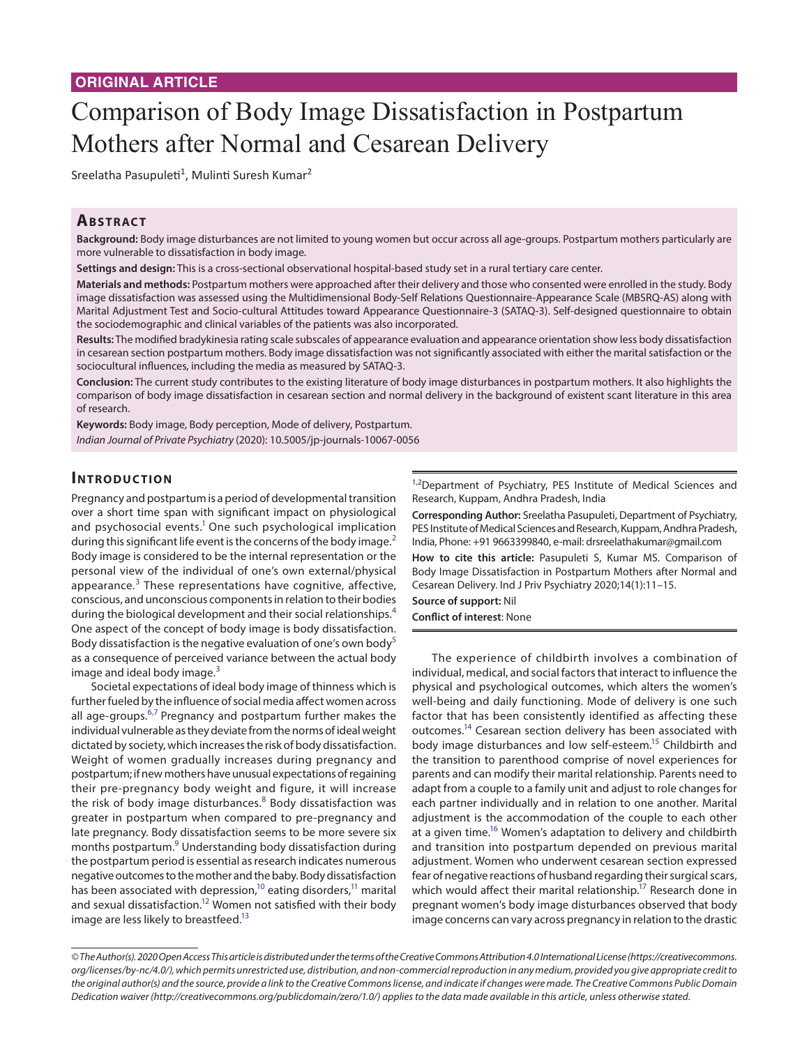**ORIGINAL ARTICLE**

# Comparison of Body Image Dissatisfaction in Postpartum Mothers after Normal and Cesarean Delivery

Sreelatha Pasupuleti[1], Mulinti Suresh Kumar[2]

## Abstract

**Background:** Body image disturbances are not limited to young women but occur across all age-groups. Postpartum mothers particularly are more vulnerable to dissatisfaction in body image.

**Settings and design:** This is a cross-sectional observational hospital-based study set in a rural tertiary care center.

**Materials and methods:** Postpartum mothers were approached after their delivery and those who consented were enrolled in the study. Body image dissatisfaction was assessed using the Multidimensional Body-Self Relations Questionnaire-Appearance Scale (MBSRQ-AS) along with Marital Adjustment Test and Socio-cultural Attitudes toward Appearance Questionnaire-3 (SATAQ-3). Self-designed questionnaire to obtain the sociodemographic and clinical variables of the patients was also incorporated.

**Results:** The modified bradykinesia rating scale subscales of appearance evaluation and appearance orientation show less body dissatisfaction in cesarean section postpartum mothers. Body image dissatisfaction was not significantly associated with either the marital satisfaction or the sociocultural influences, including the media as measured by SATAQ-3.

**Conclusion:** The current study contributes to the existing literature of body image disturbances in postpartum mothers. It also highlights the comparison of body image dissatisfaction in cesarean section and normal delivery in the background of existent scant literature in this area of research.

**Keywords:** Body image, Body perception, Mode of delivery, Postpartum.

*Indian Journal of Private Psychiatry* (2020): 10.5005/jp-journals-10067-0056

## Introduction

Pregnancy and postpartum is a period of developmental transition over a short time span with significant impact on physiological and psychosocial events.[1] One such psychological implication during this significant life event is the concerns of the body image.[2] Body image is considered to be the internal representation or the personal view of the individual of one's own external/physical appearance.[3] These representations have cognitive, affective, conscious, and unconscious components in relation to their bodies during the biological development and their social relationships.[4] One aspect of the concept of body image is body dissatisfaction. Body dissatisfaction is the negative evaluation of one's own body[5] as a consequence of perceived variance between the actual body image and ideal body image.[3]

Societal expectations of ideal body image of thinness which is further fueled by the influence of social media affect women across all age-groups.[6,7] Pregnancy and postpartum further makes the individual vulnerable as they deviate from the norms of ideal weight dictated by society, which increases the risk of body dissatisfaction. Weight of women gradually increases during pregnancy and postpartum; if new mothers have unusual expectations of regaining their pre-pregnancy body weight and figure, it will increase the risk of body image disturbances.[8] Body dissatisfaction was greater in postpartum when compared to pre-pregnancy and late pregnancy. Body dissatisfaction seems to be more severe six months postpartum.[9] Understanding body dissatisfaction during the postpartum period is essential as research indicates numerous negative outcomes to the mother and the baby. Body dissatisfaction has been associated with depression,[10] eating disorders,[11] marital and sexual dissatisfaction.[12] Women not satisfied with their body image are less likely to breastfeed.[13]

The experience of childbirth involves a combination of individual, medical, and social factors that interact to influence the physical and psychological outcomes, which alters the women's well-being and daily functioning. Mode of delivery is one such factor that has been consistently identified as affecting these outcomes.[14] Cesarean section delivery has been associated with body image disturbances and low self-esteem.[15] Childbirth and the transition to parenthood comprise of novel experiences for parents and can modify their marital relationship. Parents need to adapt from a couple to a family unit and adjust to role changes for each partner individually and in relation to one another. Marital adjustment is the accommodation of the couple to each other at a given time.[16] Women's adaptation to delivery and childbirth and transition into postpartum depended on previous marital adjustment. Women who underwent cesarean section expressed fear of negative reactions of husband regarding their surgical scars, which would affect their marital relationship.[17] Research done in pregnant women's body image disturbances observed that body image concerns can vary across pregnancy in relation to the drastic

[1,2]Department of Psychiatry, PES Institute of Medical Sciences and Research, Kuppam, Andhra Pradesh, India

**Corresponding Author:** Sreelatha Pasupuleti, Department of Psychiatry, PES Institute of Medical Sciences and Research, Kuppam, Andhra Pradesh, India, Phone: +91 9663399840, e-mail: drsreelathakumar@gmail.com

**How to cite this article:** Pasupuleti S, Kumar MS. Comparison of Body Image Dissatisfaction in Postpartum Mothers after Normal and Cesarean Delivery. Ind J Priv Psychiatry 2020;14(1):11–15.

**Source of support:** Nil

**Conflict of interest**: None

*© The Author(s). 2020 Open Access This article is distributed under the terms of the Creative Commons Attribution 4.0 International License (https://creativecommons.org/licenses/by-nc/4.0/), which permits unrestricted use, distribution, and non-commercial reproduction in any medium, provided you give appropriate credit to the original author(s) and the source, provide a link to the Creative Commons license, and indicate if changes were made. The Creative Commons Public Domain Dedication waiver (http://creativecommons.org/publicdomain/zero/1.0/) applies to the data made available in this article, unless otherwise stated.*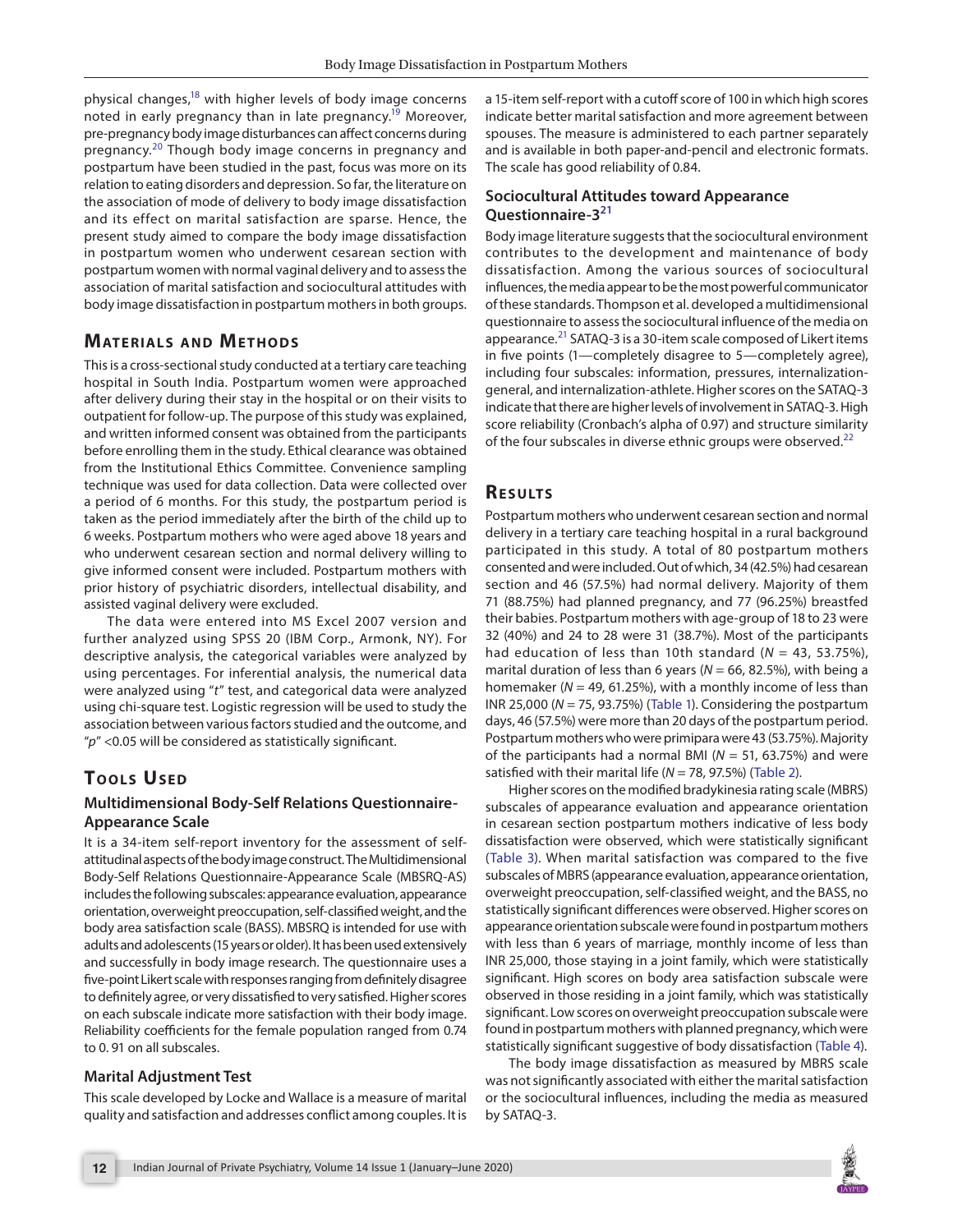physical changes,[18] with higher levels of body image concerns noted in early pregnancy than in late pregnancy.[19] Moreover, pre-pregnancy body image disturbances can affect concerns during pregnancy.[20] Though body image concerns in pregnancy and postpartum have been studied in the past, focus was more on its relation to eating disorders and depression. So far, the literature on the association of mode of delivery to body image dissatisfaction and its effect on marital satisfaction are sparse. Hence, the present study aimed to compare the body image dissatisfaction in postpartum women who underwent cesarean section with postpartum women with normal vaginal delivery and to assess the association of marital satisfaction and sociocultural attitudes with body image dissatisfaction in postpartum mothers in both groups.

## Materials and Methods

This is a cross-sectional study conducted at a tertiary care teaching hospital in South India. Postpartum women were approached after delivery during their stay in the hospital or on their visits to outpatient for follow-up. The purpose of this study was explained, and written informed consent was obtained from the participants before enrolling them in the study. Ethical clearance was obtained from the Institutional Ethics Committee. Convenience sampling technique was used for data collection. Data were collected over a period of 6 months. For this study, the postpartum period is taken as the period immediately after the birth of the child up to 6 weeks. Postpartum mothers who were aged above 18 years and who underwent cesarean section and normal delivery willing to give informed consent were included. Postpartum mothers with prior history of psychiatric disorders, intellectual disability, and assisted vaginal delivery were excluded.

The data were entered into MS Excel 2007 version and further analyzed using SPSS 20 (IBM Corp., Armonk, NY). For descriptive analysis, the categorical variables were analyzed by using percentages. For inferential analysis, the numerical data were analyzed using "*t*" test, and categorical data were analyzed using chi-square test. Logistic regression will be used to study the association between various factors studied and the outcome, and "*p*" <0.05 will be considered as statistically significant.

## Tools Used

### Multidimensional Body-Self Relations Questionnaire-Appearance Scale

It is a 34-item self-report inventory for the assessment of self-attitudinal aspects of the body image construct. The Multidimensional Body-Self Relations Questionnaire-Appearance Scale (MBSRQ-AS) includes the following subscales: appearance evaluation, appearance orientation, overweight preoccupation, self-classified weight, and the body area satisfaction scale (BASS). MBSRQ is intended for use with adults and adolescents (15 years or older). It has been used extensively and successfully in body image research. The questionnaire uses a five-point Likert scale with responses ranging from definitely disagree to definitely agree, or very dissatisfied to very satisfied. Higher scores on each subscale indicate more satisfaction with their body image. Reliability coefficients for the female population ranged from 0.74 to 0. 91 on all subscales.

### Marital Adjustment Test

This scale developed by Locke and Wallace is a measure of marital quality and satisfaction and addresses conflict among couples. It is a 15-item self-report with a cutoff score of 100 in which high scores indicate better marital satisfaction and more agreement between spouses. The measure is administered to each partner separately and is available in both paper-and-pencil and electronic formats. The scale has good reliability of 0.84.

### Sociocultural Attitudes toward Appearance Questionnaire-3[21]

Body image literature suggests that the sociocultural environment contributes to the development and maintenance of body dissatisfaction. Among the various sources of sociocultural influences, the media appear to be the most powerful communicator of these standards. Thompson et al. developed a multidimensional questionnaire to assess the sociocultural influence of the media on appearance.[21] SATAQ-3 is a 30-item scale composed of Likert items in five points (1—completely disagree to 5—completely agree), including four subscales: information, pressures, internalization-general, and internalization-athlete. Higher scores on the SATAQ-3 indicate that there are higher levels of involvement in SATAQ-3. High score reliability (Cronbach's alpha of 0.97) and structure similarity of the four subscales in diverse ethnic groups were observed.[22]

## Results

Postpartum mothers who underwent cesarean section and normal delivery in a tertiary care teaching hospital in a rural background participated in this study. A total of 80 postpartum mothers consented and were included. Out of which, 34 (42.5%) had cesarean section and 46 (57.5%) had normal delivery. Majority of them 71 (88.75%) had planned pregnancy, and 77 (96.25%) breastfed their babies. Postpartum mothers with age-group of 18 to 23 were 32 (40%) and 24 to 28 were 31 (38.7%). Most of the participants had education of less than 10th standard ($N$ = 43, 53.75%), marital duration of less than 6 years ($N$ = 66, 82.5%), with being a homemaker ($N$ = 49, 61.25%), with a monthly income of less than INR 25,000 ($N$ = 75, 93.75%) (Table 1). Considering the postpartum days, 46 (57.5%) were more than 20 days of the postpartum period. Postpartum mothers who were primipara were 43 (53.75%). Majority of the participants had a normal BMI ($N$ = 51, 63.75%) and were satisfied with their marital life ($N$ = 78, 97.5%) (Table 2).

Higher scores on the modified bradykinesia rating scale (MBRS) subscales of appearance evaluation and appearance orientation in cesarean section postpartum mothers indicative of less body dissatisfaction were observed, which were statistically significant (Table 3). When marital satisfaction was compared to the five subscales of MBRS (appearance evaluation, appearance orientation, overweight preoccupation, self-classified weight, and the BASS, no statistically significant differences were observed. Higher scores on appearance orientation subscale were found in postpartum mothers with less than 6 years of marriage, monthly income of less than INR 25,000, those staying in a joint family, which were statistically significant. High scores on body area satisfaction subscale were observed in those residing in a joint family, which was statistically significant. Low scores on overweight preoccupation subscale were found in postpartum mothers with planned pregnancy, which were statistically significant suggestive of body dissatisfaction (Table 4).

The body image dissatisfaction as measured by MBRS scale was not significantly associated with either the marital satisfaction or the sociocultural influences, including the media as measured by SATAQ-3.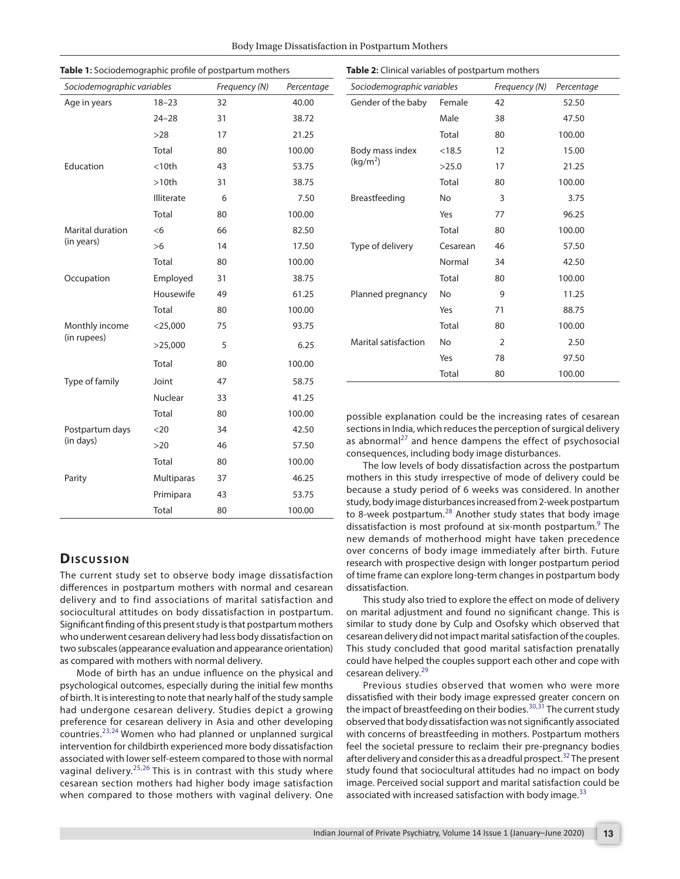**Table 1:** Sociodemographic profile of postpartum mothers

| Sociodemographic variables | | Frequency (N) | Percentage |
|---|---|---|---|
| Age in years | 18–23 | 32 | 40.00 |
| | 24–28 | 31 | 38.72 |
| | >28 | 17 | 21.25 |
| | Total | 80 | 100.00 |
| Education | <10th | 43 | 53.75 |
| | >10th | 31 | 38.75 |
| | Illiterate | 6 | 7.50 |
| | Total | 80 | 100.00 |
| Marital duration (in years) | <6 | 66 | 82.50 |
| | >6 | 14 | 17.50 |
| | Total | 80 | 100.00 |
| Occupation | Employed | 31 | 38.75 |
| | Housewife | 49 | 61.25 |
| | Total | 80 | 100.00 |
| Monthly income (in rupees) | <25,000 | 75 | 93.75 |
| | >25,000 | 5 | 6.25 |
| | Total | 80 | 100.00 |
| Type of family | Joint | 47 | 58.75 |
| | Nuclear | 33 | 41.25 |
| | Total | 80 | 100.00 |
| Postpartum days (in days) | <20 | 34 | 42.50 |
| | >20 | 46 | 57.50 |
| | Total | 80 | 100.00 |
| Parity | Multiparas | 37 | 46.25 |
| | Primipara | 43 | 53.75 |
| | Total | 80 | 100.00 |

**Table 2:** Clinical variables of postpartum mothers

| Sociodemographic variables | | Frequency (N) | Percentage |
|---|---|---|---|
| Gender of the baby | Female | 42 | 52.50 |
| | Male | 38 | 47.50 |
| | Total | 80 | 100.00 |
| Body mass index (kg/m$^2$) | <18.5 | 12 | 15.00 |
| | >25.0 | 17 | 21.25 |
| | Total | 80 | 100.00 |
| Breastfeeding | No | 3 | 3.75 |
| | Yes | 77 | 96.25 |
| | Total | 80 | 100.00 |
| Type of delivery | Cesarean | 46 | 57.50 |
| | Normal | 34 | 42.50 |
| | Total | 80 | 100.00 |
| Planned pregnancy | No | 9 | 11.25 |
| | Yes | 71 | 88.75 |
| | Total | 80 | 100.00 |
| Marital satisfaction | No | 2 | 2.50 |
| | Yes | 78 | 97.50 |
| | Total | 80 | 100.00 |

## Discussion

The current study set to observe body image dissatisfaction differences in postpartum mothers with normal and cesarean delivery and to find associations of marital satisfaction and sociocultural attitudes on body dissatisfaction in postpartum. Significant finding of this present study is that postpartum mothers who underwent cesarean delivery had less body dissatisfaction on two subscales (appearance evaluation and appearance orientation) as compared with mothers with normal delivery.

Mode of birth has an undue influence on the physical and psychological outcomes, especially during the initial few months of birth. It is interesting to note that nearly half of the study sample had undergone cesarean delivery. Studies depict a growing preference for cesarean delivery in Asia and other developing countries.[23,24] Women who had planned or unplanned surgical intervention for childbirth experienced more body dissatisfaction associated with lower self-esteem compared to those with normal vaginal delivery.[25,26] This is in contrast with this study where cesarean section mothers had higher body image satisfaction when compared to those mothers with vaginal delivery. One possible explanation could be the increasing rates of cesarean sections in India, which reduces the perception of surgical delivery as abnormal[27] and hence dampens the effect of psychosocial consequences, including body image disturbances.

The low levels of body dissatisfaction across the postpartum mothers in this study irrespective of mode of delivery could be because a study period of 6 weeks was considered. In another study, body image disturbances increased from 2-week postpartum to 8-week postpartum.[28] Another study states that body image dissatisfaction is most profound at six-month postpartum.[9] The new demands of motherhood might have taken precedence over concerns of body image immediately after birth. Future research with prospective design with longer postpartum period of time frame can explore long-term changes in postpartum body dissatisfaction.

This study also tried to explore the effect on mode of delivery on marital adjustment and found no significant change. This is similar to study done by Culp and Osofsky which observed that cesarean delivery did not impact marital satisfaction of the couples. This study concluded that good marital satisfaction prenatally could have helped the couples support each other and cope with cesarean delivery.[29]

Previous studies observed that women who were more dissatisfied with their body image expressed greater concern on the impact of breastfeeding on their bodies.[30,31] The current study observed that body dissatisfaction was not significantly associated with concerns of breastfeeding in mothers. Postpartum mothers feel the societal pressure to reclaim their pre-pregnancy bodies after delivery and consider this as a dreadful prospect.[32] The present study found that sociocultural attitudes had no impact on body image. Perceived social support and marital satisfaction could be associated with increased satisfaction with body image.[33]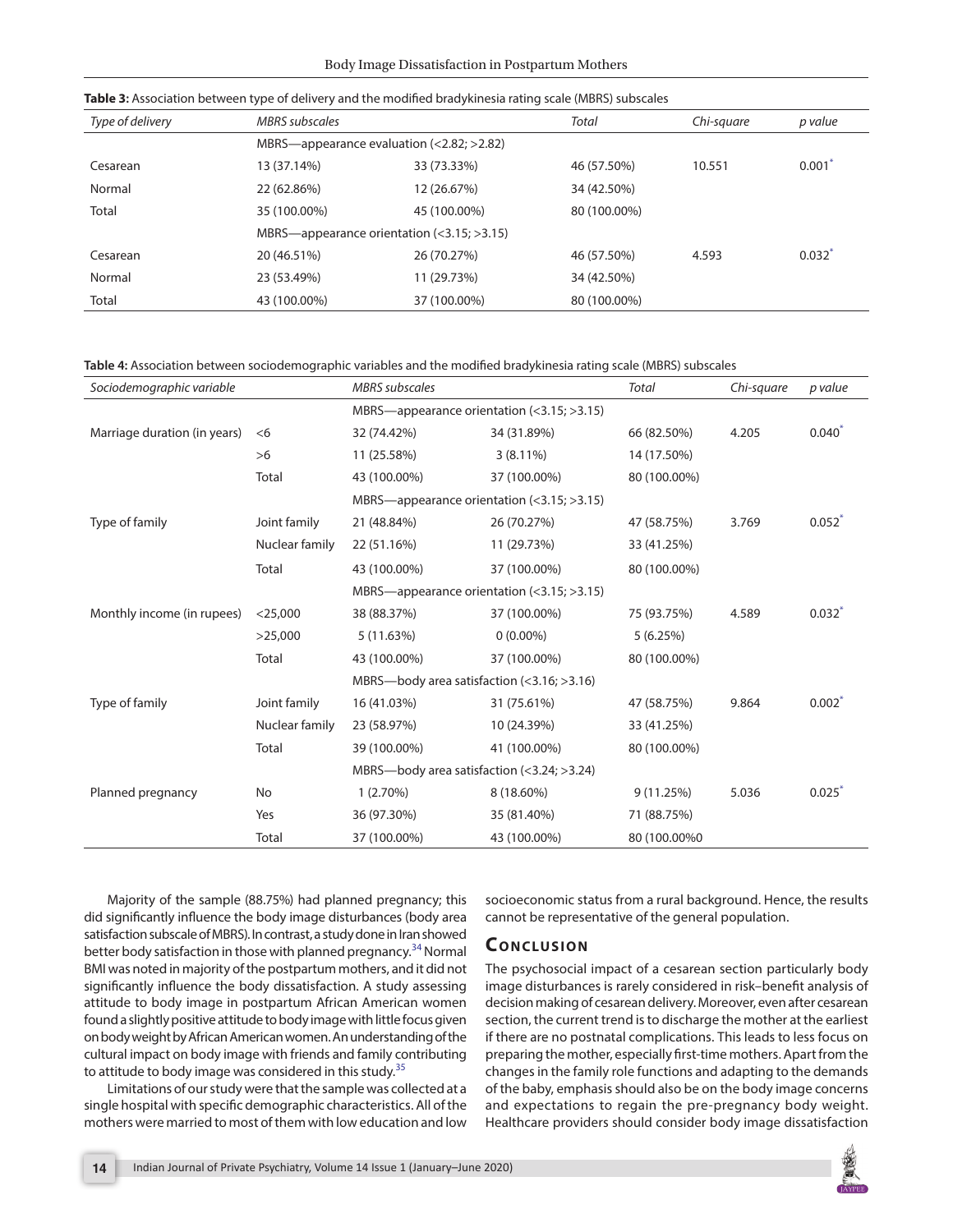**Table 3:** Association between type of delivery and the modified bradykinesia rating scale (MBRS) subscales

| *Type of delivery* | *MBRS subscales* | | *Total* | *Chi-square* | *p value* |
|---|---|---|---|---|---|
| | MBRS—appearance evaluation (<2.82; >2.82) | | | | |
| Cesarean | 13 (37.14%) | 33 (73.33%) | 46 (57.50%) | 10.551 | 0.001* |
| Normal | 22 (62.86%) | 12 (26.67%) | 34 (42.50%) | | |
| Total | 35 (100.00%) | 45 (100.00%) | 80 (100.00%) | | |
| | MBRS—appearance orientation (<3.15; >3.15) | | | | |
| Cesarean | 20 (46.51%) | 26 (70.27%) | 46 (57.50%) | 4.593 | 0.032* |
| Normal | 23 (53.49%) | 11 (29.73%) | 34 (42.50%) | | |
| Total | 43 (100.00%) | 37 (100.00%) | 80 (100.00%) | | |

**Table 4:** Association between sociodemographic variables and the modified bradykinesia rating scale (MBRS) subscales

| *Sociodemographic variable* | | *MBRS subscales* | | *Total* | *Chi-square* | *p value* |
|---|---|---|---|---|---|---|
| | | MBRS—appearance orientation (<3.15; >3.15) | | | | |
| Marriage duration (in years) | <6 | 32 (74.42%) | 34 (31.89%) | 66 (82.50%) | 4.205 | 0.040* |
| | >6 | 11 (25.58%) | 3 (8.11%) | 14 (17.50%) | | |
| | Total | 43 (100.00%) | 37 (100.00%) | 80 (100.00%) | | |
| | | MBRS—appearance orientation (<3.15; >3.15) | | | | |
| Type of family | Joint family | 21 (48.84%) | 26 (70.27%) | 47 (58.75%) | 3.769 | 0.052* |
| | Nuclear family | 22 (51.16%) | 11 (29.73%) | 33 (41.25%) | | |
| | Total | 43 (100.00%) | 37 (100.00%) | 80 (100.00%) | | |
| | | MBRS—appearance orientation (<3.15; >3.15) | | | | |
| Monthly income (in rupees) | <25,000 | 38 (88.37%) | 37 (100.00%) | 75 (93.75%) | 4.589 | 0.032* |
| | >25,000 | 5 (11.63%) | 0 (0.00%) | 5 (6.25%) | | |
| | Total | 43 (100.00%) | 37 (100.00%) | 80 (100.00%) | | |
| | | MBRS—body area satisfaction (<3.16; >3.16) | | | | |
| Type of family | Joint family | 16 (41.03%) | 31 (75.61%) | 47 (58.75%) | 9.864 | 0.002* |
| | Nuclear family | 23 (58.97%) | 10 (24.39%) | 33 (41.25%) | | |
| | Total | 39 (100.00%) | 41 (100.00%) | 80 (100.00%) | | |
| | | MBRS—body area satisfaction (<3.24; >3.24) | | | | |
| Planned pregnancy | No | 1 (2.70%) | 8 (18.60%) | 9 (11.25%) | 5.036 | 0.025* |
| | Yes | 36 (97.30%) | 35 (81.40%) | 71 (88.75%) | | |
| | Total | 37 (100.00%) | 43 (100.00%) | 80 (100.00%0 | | |

Majority of the sample (88.75%) had planned pregnancy; this did significantly influence the body image disturbances (body area satisfaction subscale of MBRS). In contrast, a study done in Iran showed better body satisfaction in those with planned pregnancy.[34] Normal BMI was noted in majority of the postpartum mothers, and it did not significantly influence the body dissatisfaction. A study assessing attitude to body image in postpartum African American women found a slightly positive attitude to body image with little focus given on body weight by African American women. An understanding of the cultural impact on body image with friends and family contributing to attitude to body image was considered in this study.[35]

Limitations of our study were that the sample was collected at a single hospital with specific demographic characteristics. All of the mothers were married to most of them with low education and low socioeconomic status from a rural background. Hence, the results cannot be representative of the general population.

## Conclusion

The psychosocial impact of a cesarean section particularly body image disturbances is rarely considered in risk–benefit analysis of decision making of cesarean delivery. Moreover, even after cesarean section, the current trend is to discharge the mother at the earliest if there are no postnatal complications. This leads to less focus on preparing the mother, especially first-time mothers. Apart from the changes in the family role functions and adapting to the demands of the baby, emphasis should also be on the body image concerns and expectations to regain the pre-pregnancy body weight. Healthcare providers should consider body image dissatisfaction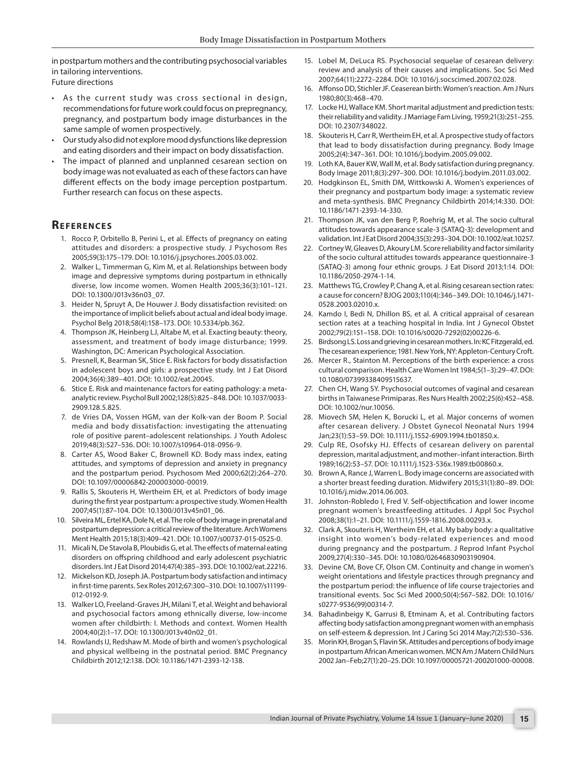in postpartum mothers and the contributing psychosocial variables in tailoring interventions.

Future directions

- As the current study was cross sectional in design, recommendations for future work could focus on prepregnancy, pregnancy, and postpartum body image disturbances in the same sample of women prospectively.
- Our study also did not explore mood dysfunctions like depression and eating disorders and their impact on body dissatisfaction.
- The impact of planned and unplanned cesarean section on body image was not evaluated as each of these factors can have different effects on the body image perception postpartum. Further research can focus on these aspects.

## References

1. Rocco P, Orbitello B, Perini L, et al. Effects of pregnancy on eating attitudes and disorders: a prospective study. J Psychosom Res 2005;59(3):175–179. DOI: 10.1016/j.jpsychores.2005.03.002.
2. Walker L, Timmerman G, Kim M, et al. Relationships between body image and depressive symptoms during postpartum in ethnically diverse, low income women. Women Health 2005;36(3):101–121. DOI: 10.1300/J013v36n03_07.
3. Heider N, Spruyt A, De Houwer J. Body dissatisfaction revisited: on the importance of implicit beliefs about actual and ideal body image. Psychol Belg 2018;58(4):158–173. DOI: 10.5334/pb.362.
4. Thompson JK, Heinberg LJ, Altabe M, et al. Exacting beauty: theory, assessment, and treatment of body image disturbance; 1999. Washington, DC: American Psychological Association.
5. Presnell, K, Bearman SK, Stice E. Risk factors for body dissatisfaction in adolescent boys and girls: a prospective study. Int J Eat Disord 2004;36(4):389–401. DOI: 10.1002/eat.20045.
6. Stice E. Risk and maintenance factors for eating pathology: a meta-analytic review. Psychol Bull 2002;128(5):825–848. DOI: 10.1037/0033-2909.128.5.825.
7. de Vries DA, Vossen HGM, van der Kolk-van der Boom P. Social media and body dissatisfaction: investigating the attenuating role of positive parent–adolescent relationships. J Youth Adolesc 2019;48(3):527–536. DOI: 10.1007/s10964-018-0956-9.
8. Carter AS, Wood Baker C, Brownell KD. Body mass index, eating attitudes, and symptoms of depression and anxiety in pregnancy and the postpartum period. Psychosom Med 2000;62(2):264–270. DOI: 10.1097/00006842-200003000-00019.
9. Rallis S, Skouteris H, Wertheim EH, et al. Predictors of body image during the first year postpartum: a prospective study. Women Health 2007;45(1):87–104. DOI: 10.1300/J013v45n01_06.
10. Silveira ML, Ertel KA, Dole N, et al. The role of body image in prenatal and postpartum depression: a critical review of the literature. Arch Womens Ment Health 2015;18(3):409–421. DOI: 10.1007/s00737-015-0525-0.
11. Micali N, De Stavola B, Ploubidis G, et al. The effects of maternal eating disorders on offspring childhood and early adolescent psychiatric disorders. Int J Eat Disord 2014;47(4):385–393. DOI: 10.1002/eat.22216.
12. Mickelson KD, Joseph JA. Postpartum body satisfaction and intimacy in first-time parents. Sex Roles 2012;67:300–310. DOI: 10.1007/s11199-012-0192-9.
13. Walker LO, Freeland-Graves JH, Milani T, et al. Weight and behavioral and psychosocial factors among ethnically diverse, low-income women after childbirth: I. Methods and context. Women Health 2004;40(2):1–17. DOI: 10.1300/J013v40n02_01.
14. Rowlands IJ, Redshaw M. Mode of birth and women's psychological and physical wellbeing in the postnatal period. BMC Pregnancy Childbirth 2012;12:138. DOI: 10.1186/1471-2393-12-138.
15. Lobel M, DeLuca RS. Psychosocial sequelae of cesarean delivery: review and analysis of their causes and implications. Soc Sci Med 2007;64(11):2272–2284. DOI: 10.1016/j.socscimed.2007.02.028.
16. Affonso DD, Stichler JF. Ceaserean birth: Women's reaction. Am J Nurs 1980;80(3):468–470.
17. Locke HJ, Wallace KM. Short marital adjustment and prediction tests: their reliability and validity. J Marriage Fam Living, 1959;21(3):251–255. DOI: 10.2307/348022.
18. Skouteris H, Carr R, Wertheim EH, et al. A prospective study of factors that lead to body dissatisfaction during pregnancy. Body Image 2005;2(4):347–361. DOI: 10.1016/j.bodyim.2005.09.002.
19. Loth KA, Bauer KW, Wall M, et al. Body satisfaction during pregnancy. Body Image 2011;8(3):297–300. DOI: 10.1016/j.bodyim.2011.03.002.
20. Hodgkinson EL, Smith DM, Wittkowski A. Women's experiences of their pregnancy and postpartum body image: a systematic review and meta-synthesis. BMC Pregnancy Childbirth 2014;14:330. DOI: 10.1186/1471-2393-14-330.
21. Thompson JK, van den Berg P, Roehrig M, et al. The socio cultural attitudes towards appearance scale-3 (SATAQ-3): development and validation. Int J Eat Disord 2004;35(3):293–304. DOI: 10.1002/eat.10257.
22. Cortney W, Gleaves D, Akoury LM. Score reliability and factor similarity of the socio cultural attitudes towards appearance questionnaire-3 (SATAQ-3) among four ethnic groups. J Eat Disord 2013;1:14. DOI: 10.1186/2050-2974-1-14.
23. Matthews TG, Crowley P, Chang A, et al. Rising cesarean section rates: a cause for concern? BJOG 2003;110(4):346–349. DOI: 10.1046/j.1471-0528.2003.02010.x.
24. Kamdo I, Bedi N, Dhillon BS, et al. A critical appraisal of cesarean section rates at a teaching hospital in India. Int J Gynecol Obstet 2002;79(2):151–158. DOI: 10.1016/s0020-7292(02)00226-6.
25. Birdsong LS. Loss and grieving in cesarean mothers. In: KC Fitzgerald, ed. The cesarean experience; 1981. New York, NY: Appleton-Century Croft.
26. Mercer R., Stainton M. Perceptions of the birth experience: a cross cultural comparison. Health Care Women Int 1984;5(1–3):29–47. DOI: 10.1080/07399338409515637.
27. Chen CH, Wang SY. Psychosocial outcomes of vaginal and cesarean births in Taiwanese Primiparas. Res Nurs Health 2002;25(6):452–458. DOI: 10.1002/nur.10056.
28. Miovech SM, Helen K, Borucki L, et al. Major concerns of women after cesarean delivery. J Obstet Gynecol Neonatal Nurs 1994 Jan;23(1):53–59. DOI: 10.1111/j.1552-6909.1994.tb01850.x.
29. Culp RE, Osofsky HJ. Effects of cesarean delivery on parental depression, marital adjustment, and mother–infant interaction. Birth 1989;16(2):53–57. DOI: 10.1111/j.1523-536x.1989.tb00860.x.
30. Brown A, Rance J, Warren L. Body image concerns are associated with a shorter breast feeding duration. Midwifery 2015;31(1):80–89. DOI: 10.1016/j.midw.2014.06.003.
31. Johnston-Robledo I, Fred V. Self-objectification and lower income pregnant women's breastfeeding attitudes. J Appl Soc Psychol 2008;38(1):1–21. DOI: 10.1111/j.1559-1816.2008.00293.x.
32. Clark A, Skouteris H, Wertheim EH, et al. My baby body: a qualitative insight into women's body-related experiences and mood during pregnancy and the postpartum. J Reprod Infant Psychol 2009;27(4):330–345. DOI: 10.1080/02646830903190904.
33. Devine CM, Bove CF, Olson CM. Continuity and change in women's weight orientations and lifestyle practices through pregnancy and the postpartum period: the influence of life course trajectories and transitional events. Soc Sci Med 2000;50(4):567–582. DOI: 10.1016/s0277-9536(99)00314-7.
34. Bahadinbeigy K, Garrusi B, Etminam A, et al. Contributing factors affecting body satisfaction among pregnant women with an emphasis on self-esteem & depression. Int J Caring Sci 2014 May;7(2):530–536.
35. Morin KH, Brogan S, Flavin SK. Attitudes and perceptions of body image in postpartum African American women. MCN Am J Matern Child Nurs 2002 Jan–Feb;27(1):20–25. DOI: 10.1097/00005721-200201000-00008.